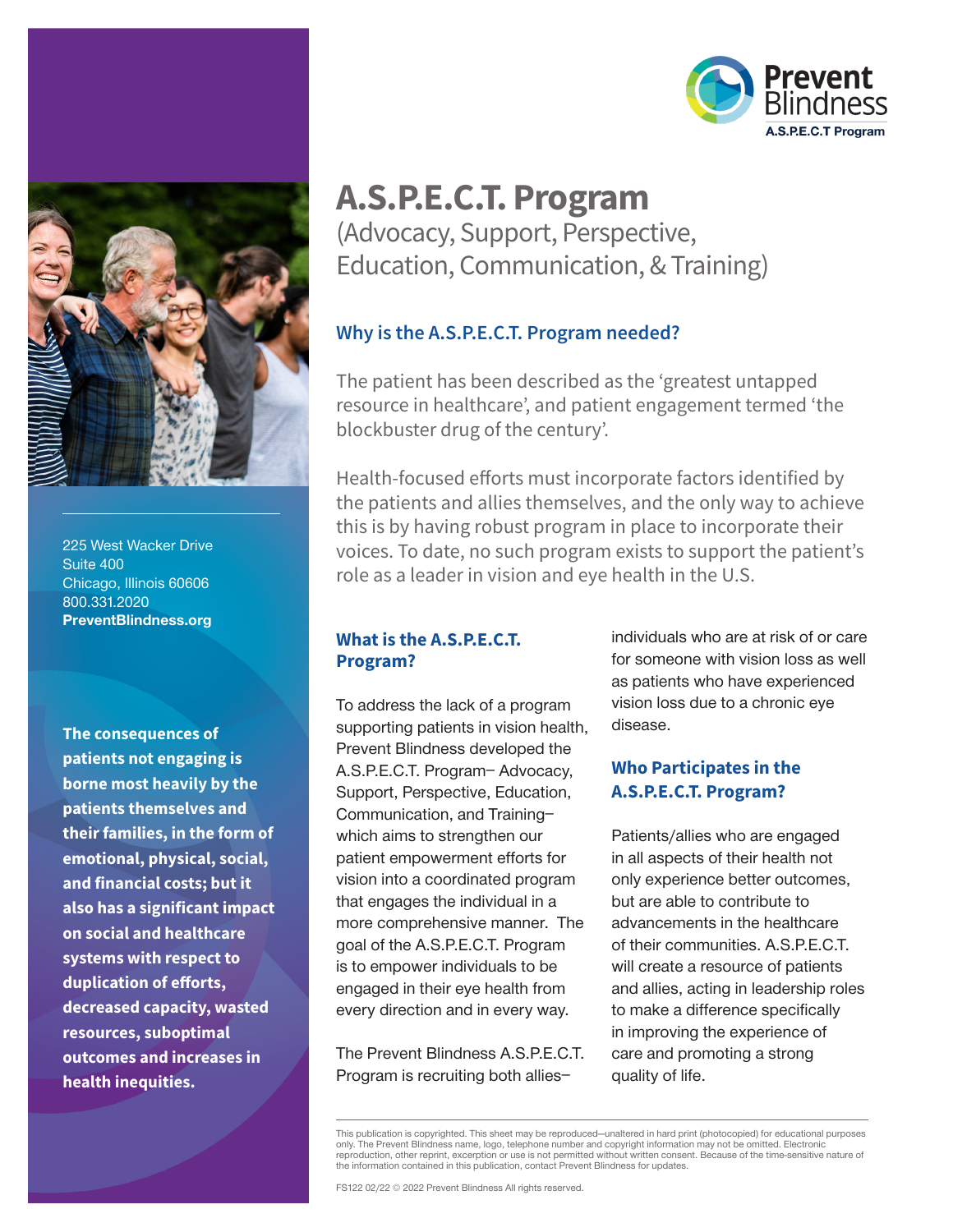Prevent Blindness
A.S.P.E.C.T Program

# A.S.P.E.C.T. Program

(Advocacy, Support, Perspective, Education, Communication, & Training)

## Why is the A.S.P.E.C.T. Program needed?

The patient has been described as the 'greatest untapped resource in healthcare', and patient engagement termed 'the blockbuster drug of the century'.

Health-focused efforts must incorporate factors identified by the patients and allies themselves, and the only way to achieve this is by having robust program in place to incorporate their voices. To date, no such program exists to support the patient's role as a leader in vision and eye health in the U.S.

## What is the A.S.P.E.C.T. Program?

To address the lack of a program supporting patients in vision health, Prevent Blindness developed the A.S.P.E.C.T. Program– Advocacy, Support, Perspective, Education, Communication, and Training– which aims to strengthen our patient empowerment efforts for vision into a coordinated program that engages the individual in a more comprehensive manner. The goal of the A.S.P.E.C.T. Program is to empower individuals to be engaged in their eye health from every direction and in every way.

The Prevent Blindness A.S.P.E.C.T. Program is recruiting both allies– individuals who are at risk of or care for someone with vision loss as well as patients who have experienced vision loss due to a chronic eye disease.

## Who Participates in the A.S.P.E.C.T. Program?

Patients/allies who are engaged in all aspects of their health not only experience better outcomes, but are able to contribute to advancements in the healthcare of their communities. A.S.P.E.C.T. will create a resource of patients and allies, acting in leadership roles to make a difference specifically in improving the experience of care and promoting a strong quality of life.

225 West Wacker Drive
Suite 400
Chicago, Illinois 60606
800.331.2020
**PreventBlindness.org**

**The consequences of patients not engaging is borne most heavily by the patients themselves and their families, in the form of emotional, physical, social, and financial costs; but it also has a significant impact on social and healthcare systems with respect to duplication of efforts, decreased capacity, wasted resources, suboptimal outcomes and increases in health inequities.**

This publication is copyrighted. This sheet may be reproduced—unaltered in hard print (photocopied) for educational purposes only. The Prevent Blindness name, logo, telephone number and copyright information may not be omitted. Electronic reproduction, other reprint, excerption or use is not permitted without written consent. Because of the time-sensitive nature of the information contained in this publication, contact Prevent Blindness for updates.

FS122 02/22 © 2022 Prevent Blindness All rights reserved.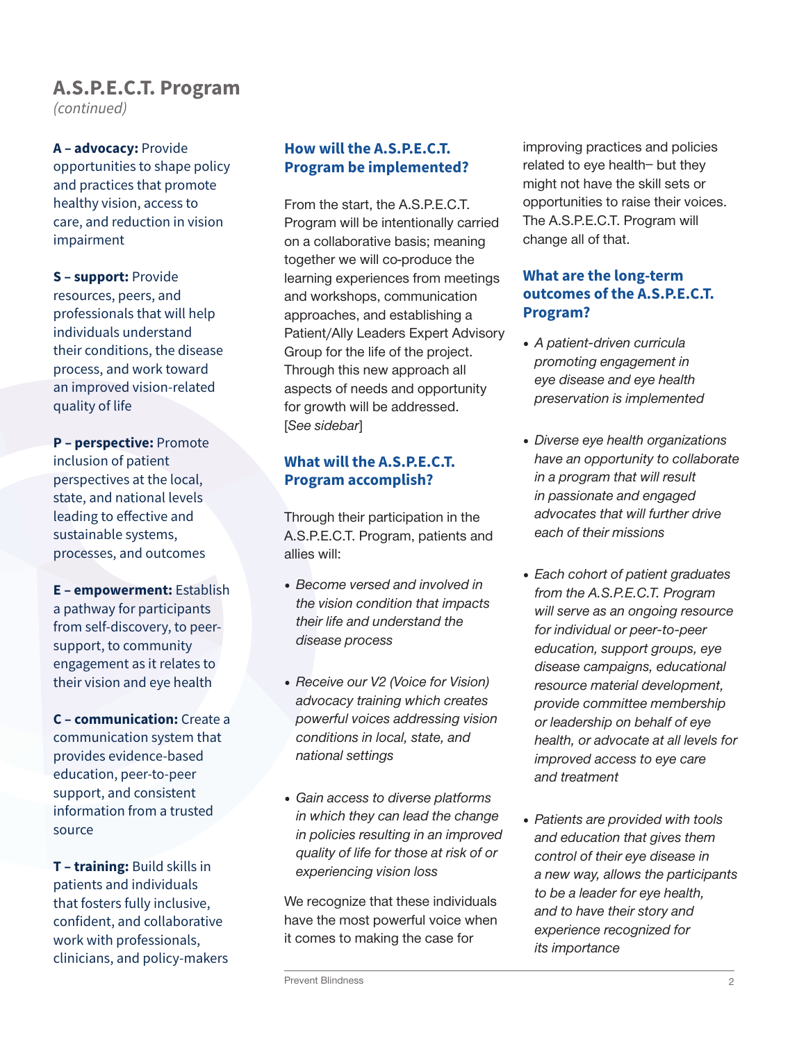## A.S.P.E.C.T. Program

*(continued)*

**A – advocacy:** Provide opportunities to shape policy and practices that promote healthy vision, access to care, and reduction in vision impairment

**S – support:** Provide resources, peers, and professionals that will help individuals understand their conditions, the disease process, and work toward an improved vision-related quality of life

**P – perspective:** Promote inclusion of patient perspectives at the local, state, and national levels leading to effective and sustainable systems, processes, and outcomes

**E – empowerment:** Establish a pathway for participants from self-discovery, to peer-support, to community engagement as it relates to their vision and eye health

**C – communication:** Create a communication system that provides evidence-based education, peer-to-peer support, and consistent information from a trusted source

**T – training:** Build skills in patients and individuals that fosters fully inclusive, confident, and collaborative work with professionals, clinicians, and policy-makers

### How will the A.S.P.E.C.T. Program be implemented?

From the start, the A.S.P.E.C.T. Program will be intentionally carried on a collaborative basis; meaning together we will co-produce the learning experiences from meetings and workshops, communication approaches, and establishing a Patient/Ally Leaders Expert Advisory Group for the life of the project. Through this new approach all aspects of needs and opportunity for growth will be addressed. [*See sidebar*]

### What will the A.S.P.E.C.T. Program accomplish?

Through their participation in the A.S.P.E.C.T. Program, patients and allies will:

- *Become versed and involved in the vision condition that impacts their life and understand the disease process*
- *Receive our V2 (Voice for Vision) advocacy training which creates powerful voices addressing vision conditions in local, state, and national settings*
- *Gain access to diverse platforms in which they can lead the change in policies resulting in an improved quality of life for those at risk of or experiencing vision loss*

We recognize that these individuals have the most powerful voice when it comes to making the case for improving practices and policies related to eye health– but they might not have the skill sets or opportunities to raise their voices. The A.S.P.E.C.T. Program will change all of that.

### What are the long-term outcomes of the A.S.P.E.C.T. Program?

- *A patient-driven curricula promoting engagement in eye disease and eye health preservation is implemented*
- *Diverse eye health organizations have an opportunity to collaborate in a program that will result in passionate and engaged advocates that will further drive each of their missions*
- *Each cohort of patient graduates from the A.S.P.E.C.T. Program will serve as an ongoing resource for individual or peer-to-peer education, support groups, eye disease campaigns, educational resource material development, provide committee membership or leadership on behalf of eye health, or advocate at all levels for improved access to eye care and treatment*
- *Patients are provided with tools and education that gives them control of their eye disease in a new way, allows the participants to be a leader for eye health, and to have their story and experience recognized for its importance*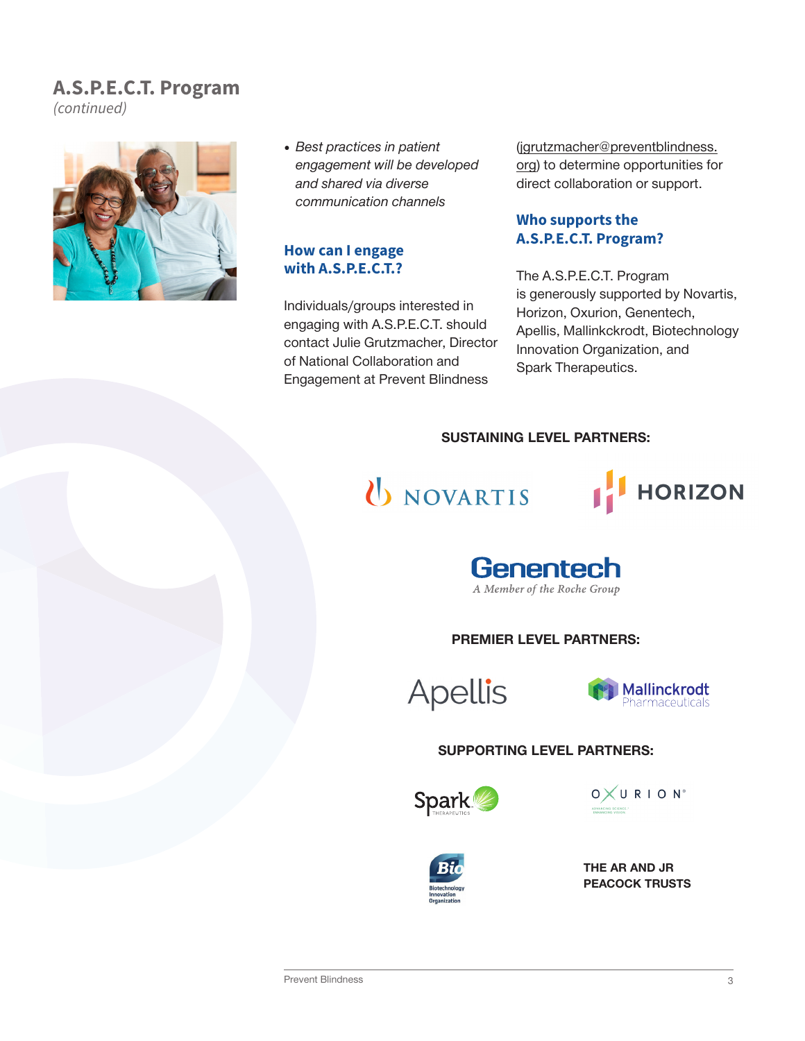## A.S.P.E.C.T. Program

*(continued)*

- *Best practices in patient engagement will be developed and shared via diverse communication channels*

### How can I engage with A.S.P.E.C.T.?

Individuals/groups interested in engaging with A.S.P.E.C.T. should contact Julie Grutzmacher, Director of National Collaboration and Engagement at Prevent Blindness (jgrutzmacher@preventblindness.org) to determine opportunities for direct collaboration or support.

### Who supports the A.S.P.E.C.T. Program?

The A.S.P.E.C.T. Program is generously supported by Novartis, Horizon, Oxurion, Genentech, Apellis, Mallinckrodt, Biotechnology Innovation Organization, and Spark Therapeutics.

**SUSTAINING LEVEL PARTNERS:**

NOVARTIS

HORIZON

Genentech
*A Member of the Roche Group*

**PREMIER LEVEL PARTNERS:**

Apellis

Mallinckrodt Pharmaceuticals

**SUPPORTING LEVEL PARTNERS:**

Spark Therapeutics

OXURION

Bio Biotechnology Innovation Organization

**THE AR AND JR PEACOCK TRUSTS**